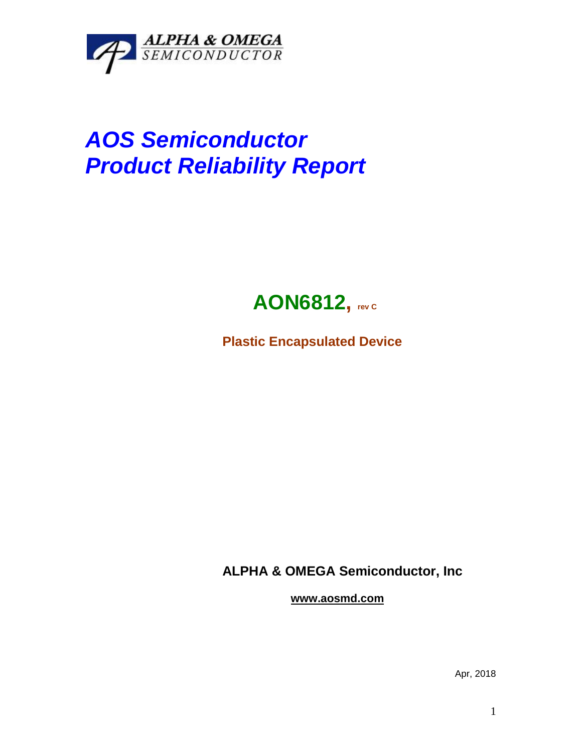ALPHA & OMEGA
SEMICONDUCTOR

# *AOS Semiconductor*
# *Product Reliability Report*

## AON6812, rev C

**Plastic Encapsulated Device**

**ALPHA & OMEGA Semiconductor, Inc**

**www.aosmd.com**

Apr, 2018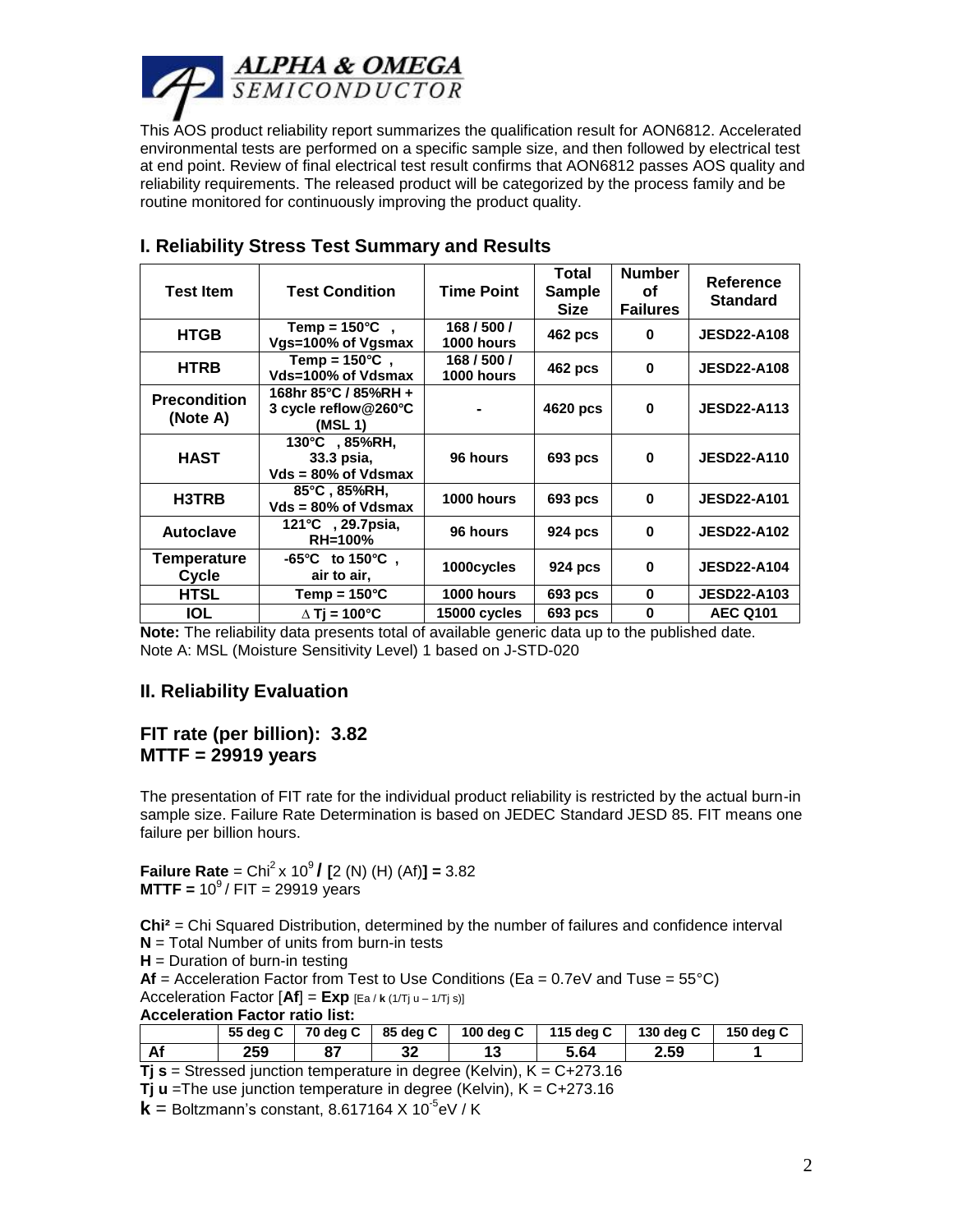**ALPHA & OMEGA SEMICONDUCTOR**

This AOS product reliability report summarizes the qualification result for AON6812. Accelerated environmental tests are performed on a specific sample size, and then followed by electrical test at end point. Review of final electrical test result confirms that AON6812 passes AOS quality and reliability requirements. The released product will be categorized by the process family and be routine monitored for continuously improving the product quality.

## I. Reliability Stress Test Summary and Results

| Test Item | Test Condition | Time Point | Total Sample Size | Number of Failures | Reference Standard |
|---|---|---|---|---|---|
| HTGB | Temp = 150°C , Vgs=100% of Vgsmax | 168 / 500 / 1000 hours | 462 pcs | 0 | JESD22-A108 |
| HTRB | Temp = 150°C , Vds=100% of Vdsmax | 168 / 500 / 1000 hours | 462 pcs | 0 | JESD22-A108 |
| Precondition (Note A) | 168hr 85°C / 85%RH + 3 cycle reflow@260°C (MSL 1) | - | 4620 pcs | 0 | JESD22-A113 |
| HAST | 130°C , 85%RH, 33.3 psia, Vds = 80% of Vdsmax | 96 hours | 693 pcs | 0 | JESD22-A110 |
| H3TRB | 85°C , 85%RH, Vds = 80% of Vdsmax | 1000 hours | 693 pcs | 0 | JESD22-A101 |
| Autoclave | 121°C , 29.7psia, RH=100% | 96 hours | 924 pcs | 0 | JESD22-A102 |
| Temperature Cycle | -65°C to 150°C , air to air, | 1000cycles | 924 pcs | 0 | JESD22-A104 |
| HTSL | Temp = 150°C | 1000 hours | 693 pcs | 0 | JESD22-A103 |
| IOL | $\Delta$ Tj = 100°C | 15000 cycles | 693 pcs | 0 | AEC Q101 |

**Note:** The reliability data presents total of available generic data up to the published date.
Note A: MSL (Moisture Sensitivity Level) 1 based on J-STD-020

## II. Reliability Evaluation

### FIT rate (per billion): 3.82
### MTTF = 29919 years

The presentation of FIT rate for the individual product reliability is restricted by the actual burn-in sample size. Failure Rate Determination is based on JEDEC Standard JESD 85. FIT means one failure per billion hours.

**Failure Rate** = $Chi^2 \times 10^9$ **/ [**2 (N) (H) (Af)**] =** 3.82
**MTTF =** $10^9$ / FIT = 29919 years

**Chi²** = Chi Squared Distribution, determined by the number of failures and confidence interval
**N** = Total Number of units from burn-in tests
**H** = Duration of burn-in testing
**Af** = Acceleration Factor from Test to Use Conditions (Ea = 0.7eV and Tuse = 55°C)
Acceleration Factor [**Af**] = **Exp** [Ea / **k** (1/Tj u – 1/Tj s)]
**Acceleration Factor ratio list:**

| | 55 deg C | 70 deg C | 85 deg C | 100 deg C | 115 deg C | 130 deg C | 150 deg C |
|---|---|---|---|---|---|---|---|
| Af | 259 | 87 | 32 | 13 | 5.64 | 2.59 | 1 |

**Tj s** = Stressed junction temperature in degree (Kelvin), K = C+273.16
**Tj u** =The use junction temperature in degree (Kelvin), K = C+273.16
**k** = Boltzmann's constant, 8.617164 X $10^{-5}$eV / K